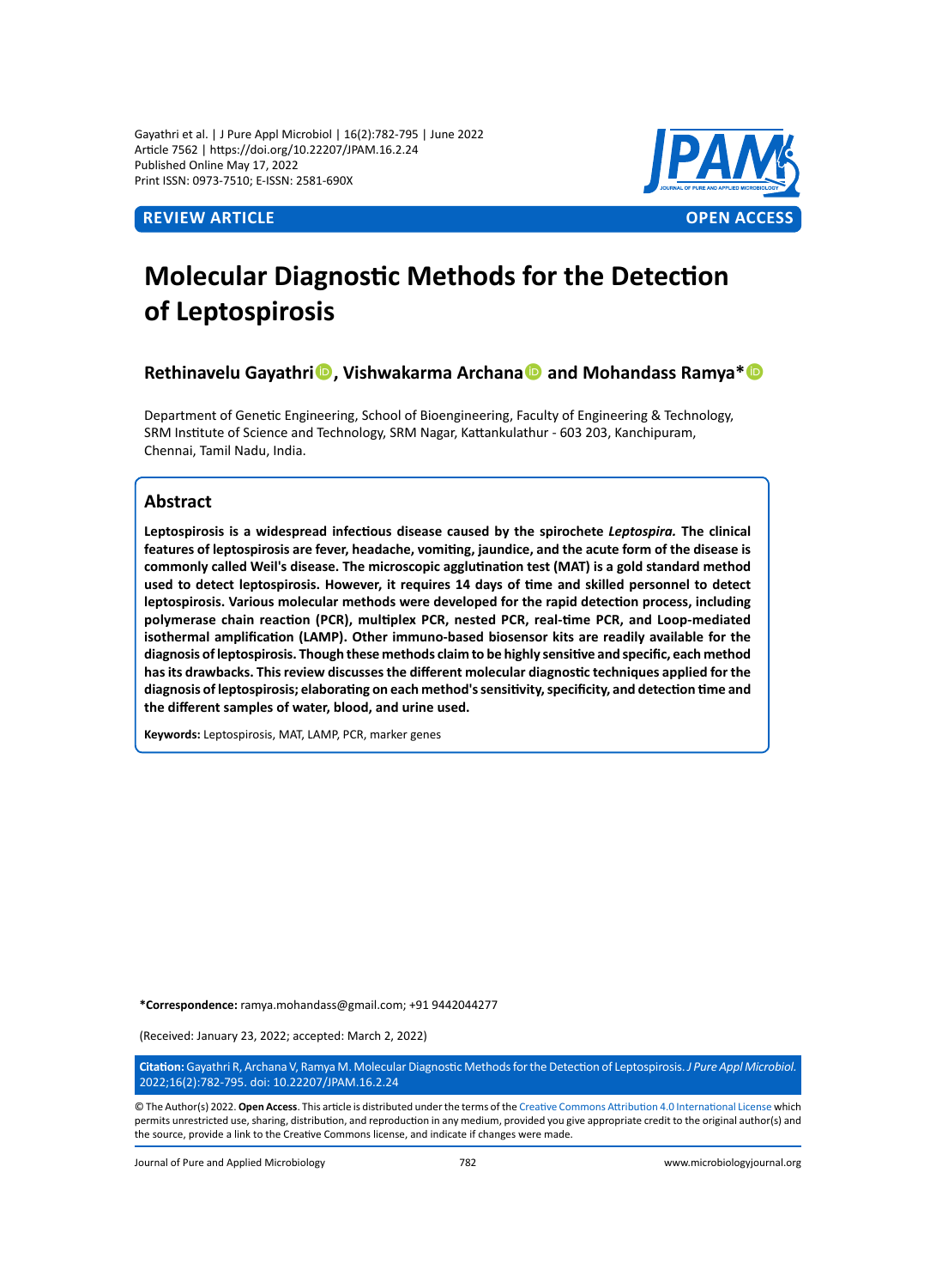**REVIEW ARTICLE** **OPEN ACCESS**

# Molecular Diagnostic Methods for the Detection of Leptospirosis

**Rethinavelu Gayathri, Vishwakarma Archana and Mohandass Ramya***

Department of Genetic Engineering, School of Bioengineering, Faculty of Engineering & Technology, SRM Institute of Science and Technology, SRM Nagar, Kattankulathur - 603 203, Kanchipuram, Chennai, Tamil Nadu, India.

## Abstract

**Leptospirosis is a widespread infectious disease caused by the spirochete *Leptospira.* The clinical features of leptospirosis are fever, headache, vomiting, jaundice, and the acute form of the disease is commonly called Weil's disease. The microscopic agglutination test (MAT) is a gold standard method used to detect leptospirosis. However, it requires 14 days of time and skilled personnel to detect leptospirosis. Various molecular methods were developed for the rapid detection process, including polymerase chain reaction (PCR), multiplex PCR, nested PCR, real-time PCR, and Loop-mediated isothermal amplification (LAMP). Other immuno-based biosensor kits are readily available for the diagnosis of leptospirosis. Though these methods claim to be highly sensitive and specific, each method has its drawbacks. This review discusses the different molecular diagnostic techniques applied for the diagnosis of leptospirosis; elaborating on each method's sensitivity, specificity, and detection time and the different samples of water, blood, and urine used.**

**Keywords:** Leptospirosis, MAT, LAMP, PCR, marker genes

**\*Correspondence:** ramya.mohandass@gmail.com; +91 9442044277

(Received: January 23, 2022; accepted: March 2, 2022)

**Citation:** Gayathri R, Archana V, Ramya M. Molecular Diagnostic Methods for the Detection of Leptospirosis. *J Pure Appl Microbiol.* 2022;16(2):782-795. doi: 10.22207/JPAM.16.2.24

© The Author(s) 2022. **Open Access**. This article is distributed under the terms of the Creative Commons Attribution 4.0 International License which permits unrestricted use, sharing, distribution, and reproduction in any medium, provided you give appropriate credit to the original author(s) and the source, provide a link to the Creative Commons license, and indicate if changes were made.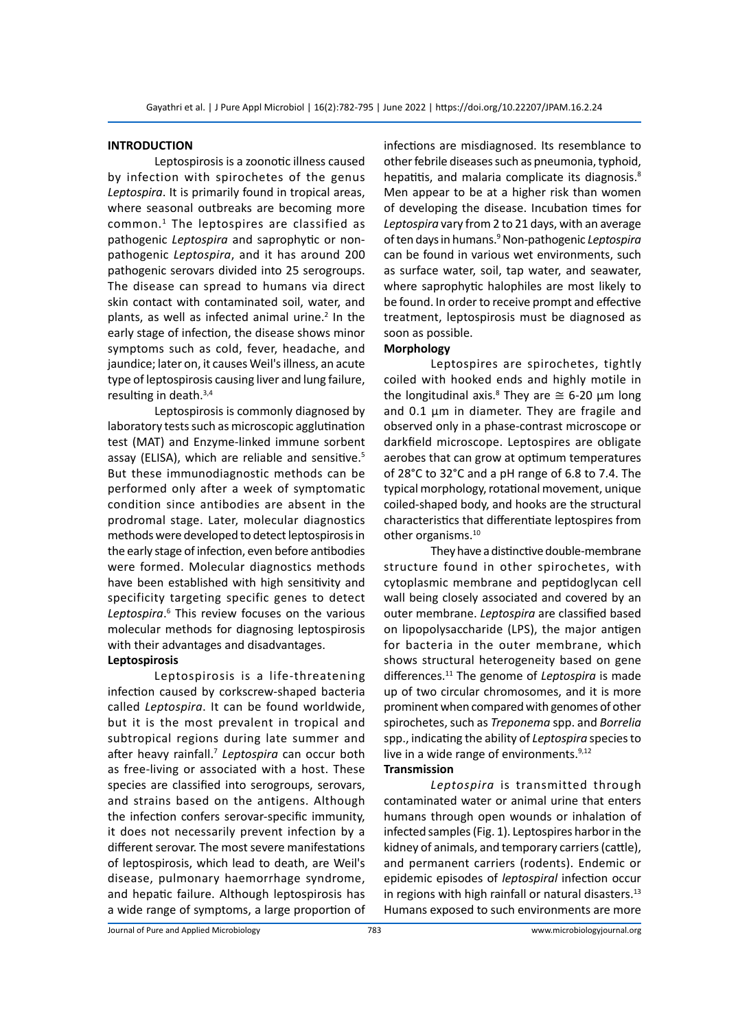## INTRODUCTION

Leptospirosis is a zoonotic illness caused by infection with spirochetes of the genus *Leptospira*. It is primarily found in tropical areas, where seasonal outbreaks are becoming more common.[1] The leptospires are classified as pathogenic *Leptospira* and saprophytic or non-pathogenic *Leptospira*, and it has around 200 pathogenic serovars divided into 25 serogroups. The disease can spread to humans via direct skin contact with contaminated soil, water, and plants, as well as infected animal urine.[2] In the early stage of infection, the disease shows minor symptoms such as cold, fever, headache, and jaundice; later on, it causes Weil's illness, an acute type of leptospirosis causing liver and lung failure, resulting in death.[3,4]

Leptospirosis is commonly diagnosed by laboratory tests such as microscopic agglutination test (MAT) and Enzyme-linked immune sorbent assay (ELISA), which are reliable and sensitive.[5] But these immunodiagnostic methods can be performed only after a week of symptomatic condition since antibodies are absent in the prodromal stage. Later, molecular diagnostics methods were developed to detect leptospirosis in the early stage of infection, even before antibodies were formed. Molecular diagnostics methods have been established with high sensitivity and specificity targeting specific genes to detect *Leptospira*.[6] This review focuses on the various molecular methods for diagnosing leptospirosis with their advantages and disadvantages.

### Leptospirosis

Leptospirosis is a life-threatening infection caused by corkscrew-shaped bacteria called *Leptospira*. It can be found worldwide, but it is the most prevalent in tropical and subtropical regions during late summer and after heavy rainfall.[7] *Leptospira* can occur both as free-living or associated with a host. These species are classified into serogroups, serovars, and strains based on the antigens. Although the infection confers serovar-specific immunity, it does not necessarily prevent infection by a different serovar. The most severe manifestations of leptospirosis, which lead to death, are Weil's disease, pulmonary haemorrhage syndrome, and hepatic failure. Although leptospirosis has a wide range of symptoms, a large proportion of infections are misdiagnosed. Its resemblance to other febrile diseases such as pneumonia, typhoid, hepatitis, and malaria complicate its diagnosis.[8] Men appear to be at a higher risk than women of developing the disease. Incubation times for *Leptospira* vary from 2 to 21 days, with an average of ten days in humans.[9] Non-pathogenic *Leptospira* can be found in various wet environments, such as surface water, soil, tap water, and seawater, where saprophytic halophiles are most likely to be found. In order to receive prompt and effective treatment, leptospirosis must be diagnosed as soon as possible.

### Morphology

Leptospires are spirochetes, tightly coiled with hooked ends and highly motile in the longitudinal axis.[8] They are ≅ 6-20 µm long and 0.1 µm in diameter. They are fragile and observed only in a phase-contrast microscope or darkfield microscope. Leptospires are obligate aerobes that can grow at optimum temperatures of 28°C to 32°C and a pH range of 6.8 to 7.4. The typical morphology, rotational movement, unique coiled-shaped body, and hooks are the structural characteristics that differentiate leptospires from other organisms.[10]

They have a distinctive double-membrane structure found in other spirochetes, with cytoplasmic membrane and peptidoglycan cell wall being closely associated and covered by an outer membrane. *Leptospira* are classified based on lipopolysaccharide (LPS), the major antigen for bacteria in the outer membrane, which shows structural heterogeneity based on gene differences.[11] The genome of *Leptospira* is made up of two circular chromosomes, and it is more prominent when compared with genomes of other spirochetes, such as *Treponema* spp. and *Borrelia* spp., indicating the ability of *Leptospira* species to live in a wide range of environments.[9,12]

### Transmission

*Leptospira* is transmitted through contaminated water or animal urine that enters humans through open wounds or inhalation of infected samples (Fig. 1). Leptospires harbor in the kidney of animals, and temporary carriers (cattle), and permanent carriers (rodents). Endemic or epidemic episodes of *leptospiral* infection occur in regions with high rainfall or natural disasters.[13] Humans exposed to such environments are more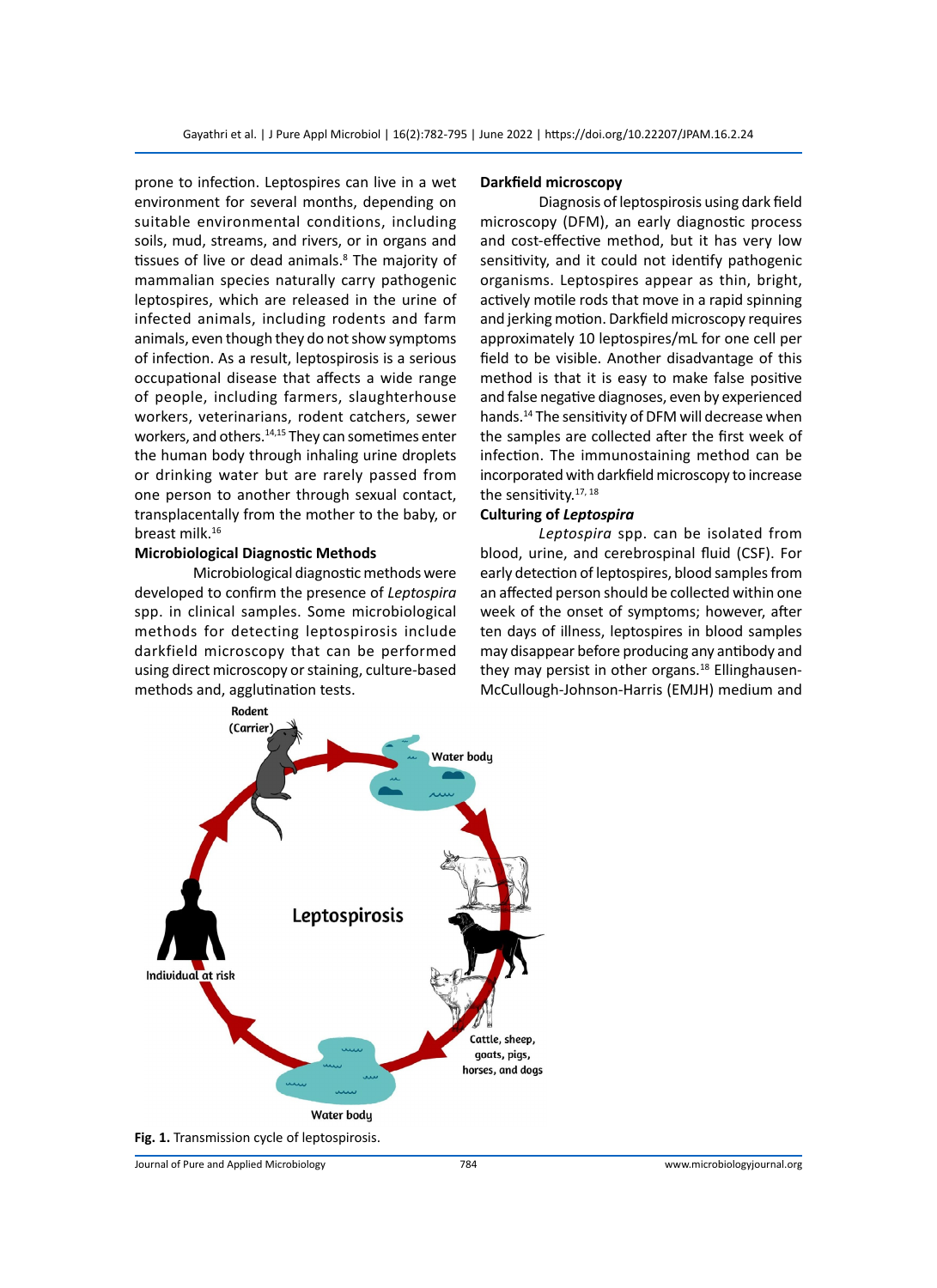prone to infection. Leptospires can live in a wet environment for several months, depending on suitable environmental conditions, including soils, mud, streams, and rivers, or in organs and tissues of live or dead animals.[8] The majority of mammalian species naturally carry pathogenic leptospires, which are released in the urine of infected animals, including rodents and farm animals, even though they do not show symptoms of infection. As a result, leptospirosis is a serious occupational disease that affects a wide range of people, including farmers, slaughterhouse workers, veterinarians, rodent catchers, sewer workers, and others.[14,15] They can sometimes enter the human body through inhaling urine droplets or drinking water but are rarely passed from one person to another through sexual contact, transplacentally from the mother to the baby, or breast milk.[16]

## Microbiological Diagnostic Methods

Microbiological diagnostic methods were developed to confirm the presence of *Leptospira* spp. in clinical samples. Some microbiological methods for detecting leptospirosis include darkfield microscopy that can be performed using direct microscopy or staining, culture-based methods and, agglutination tests.

### Darkfield microscopy

Diagnosis of leptospirosis using dark field microscopy (DFM), an early diagnostic process and cost-effective method, but it has very low sensitivity, and it could not identify pathogenic organisms. Leptospires appear as thin, bright, actively motile rods that move in a rapid spinning and jerking motion. Darkfield microscopy requires approximately 10 leptospires/mL for one cell per field to be visible. Another disadvantage of this method is that it is easy to make false positive and false negative diagnoses, even by experienced hands.[14] The sensitivity of DFM will decrease when the samples are collected after the first week of infection. The immunostaining method can be incorporated with darkfield microscopy to increase the sensitivity.[17,18]

### Culturing of *Leptospira*

*Leptospira* spp. can be isolated from blood, urine, and cerebrospinal fluid (CSF). For early detection of leptospires, blood samples from an affected person should be collected within one week of the onset of symptoms; however, after ten days of illness, leptospires in blood samples may disappear before producing any antibody and they may persist in other organs.[18] Ellinghausen-McCullough-Johnson-Harris (EMJH) medium and

**Fig. 1.** Transmission cycle of leptospirosis.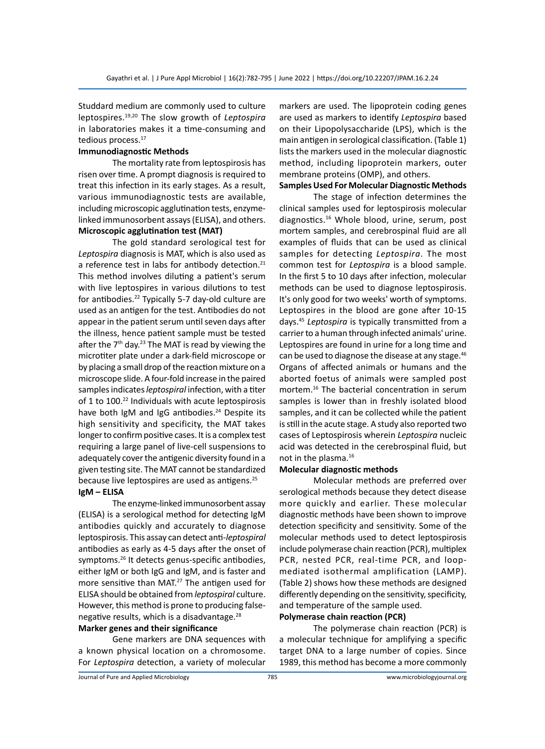Studdard medium are commonly used to culture leptospires.[19,20] The slow growth of *Leptospira* in laboratories makes it a time-consuming and tedious process.[17]

### Immunodiagnostic Methods

The mortality rate from leptospirosis has risen over time. A prompt diagnosis is required to treat this infection in its early stages. As a result, various immunodiagnostic tests are available, including microscopic agglutination tests, enzyme-linked immunosorbent assays (ELISA), and others.

### Microscopic agglutination test (MAT)

The gold standard serological test for *Leptospira* diagnosis is MAT, which is also used as a reference test in labs for antibody detection.[21] This method involves diluting a patient's serum with live leptospires in various dilutions to test for antibodies.[22] Typically 5-7 day-old culture are used as an antigen for the test. Antibodies do not appear in the patient serum until seven days after the illness, hence patient sample must be tested after the 7th day.[23] The MAT is read by viewing the microtiter plate under a dark-field microscope or by placing a small drop of the reaction mixture on a microscope slide. A four-fold increase in the paired samples indicates *leptospiral* infection, with a titer of 1 to 100.[22] Individuals with acute leptospirosis have both IgM and IgG antibodies.[24] Despite its high sensitivity and specificity, the MAT takes longer to confirm positive cases. It is a complex test requiring a large panel of live-cell suspensions to adequately cover the antigenic diversity found in a given testing site. The MAT cannot be standardized because live leptospires are used as antigens.[25]

### IgM – ELISA

The enzyme-linked immunosorbent assay (ELISA) is a serological method for detecting IgM antibodies quickly and accurately to diagnose leptospirosis. This assay can detect anti-*leptospiral* antibodies as early as 4-5 days after the onset of symptoms.[26] It detects genus-specific antibodies, either IgM or both IgG and IgM, and is faster and more sensitive than MAT.[27] The antigen used for ELISA should be obtained from *leptospiral* culture. However, this method is prone to producing false-negative results, which is a disadvantage.[28]

### Marker genes and their significance

Gene markers are DNA sequences with a known physical location on a chromosome. For *Leptospira* detection, a variety of molecular markers are used. The lipoprotein coding genes are used as markers to identify *Leptospira* based on their Lipopolysaccharide (LPS), which is the main antigen in serological classification. (Table 1) lists the markers used in the molecular diagnostic method, including lipoprotein markers, outer membrane proteins (OMP), and others.

### Samples Used For Molecular Diagnostic Methods

The stage of infection determines the clinical samples used for leptospirosis molecular diagnostics.[16] Whole blood, urine, serum, post mortem samples, and cerebrospinal fluid are all examples of fluids that can be used as clinical samples for detecting *Leptospira*. The most common test for *Leptospira* is a blood sample. In the first 5 to 10 days after infection, molecular methods can be used to diagnose leptospirosis. It's only good for two weeks' worth of symptoms. Leptospires in the blood are gone after 10-15 days.[45] *Leptospira* is typically transmitted from a carrier to a human through infected animals' urine. Leptospires are found in urine for a long time and can be used to diagnose the disease at any stage.[46] Organs of affected animals or humans and the aborted foetus of animals were sampled post mortem.[16] The bacterial concentration in serum samples is lower than in freshly isolated blood samples, and it can be collected while the patient is still in the acute stage. A study also reported two cases of Leptospirosis wherein *Leptospira* nucleic acid was detected in the cerebrospinal fluid, but not in the plasma.[16]

### Molecular diagnostic methods

Molecular methods are preferred over serological methods because they detect disease more quickly and earlier. These molecular diagnostic methods have been shown to improve detection specificity and sensitivity. Some of the molecular methods used to detect leptospirosis include polymerase chain reaction (PCR), multiplex PCR, nested PCR, real-time PCR, and loop-mediated isothermal amplification (LAMP). (Table 2) shows how these methods are designed differently depending on the sensitivity, specificity, and temperature of the sample used.

### Polymerase chain reaction (PCR)

The polymerase chain reaction (PCR) is a molecular technique for amplifying a specific target DNA to a large number of copies. Since 1989, this method has become a more commonly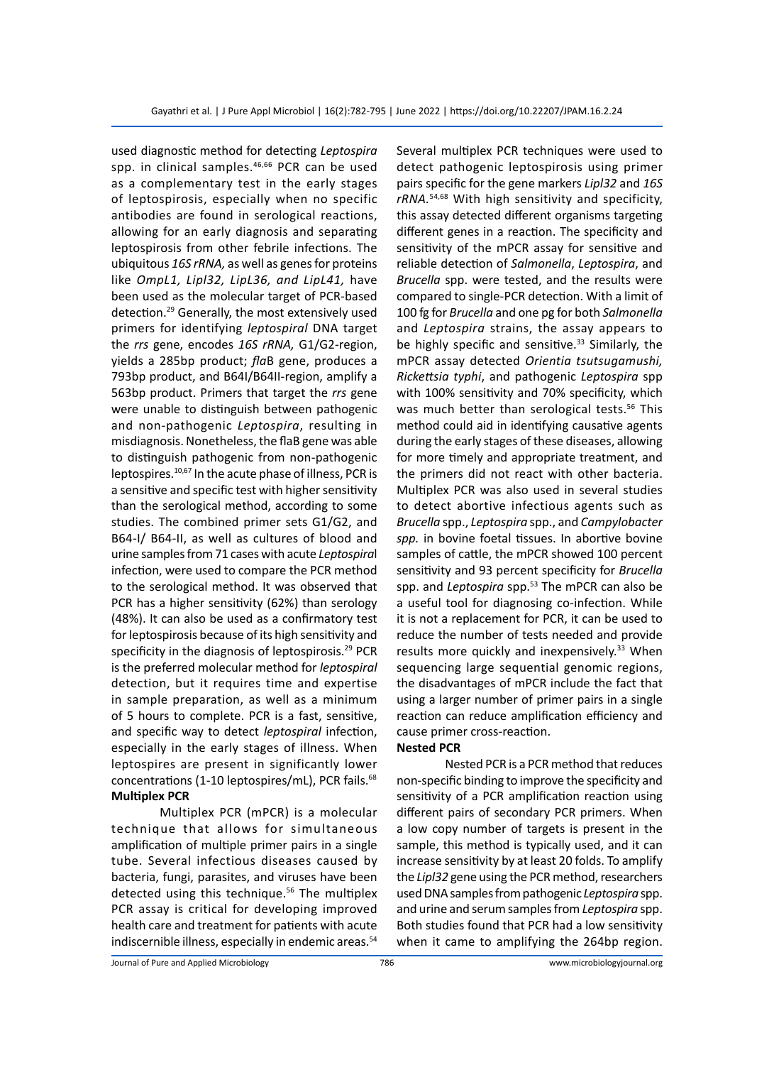used diagnostic method for detecting *Leptospira* spp. in clinical samples.[46,66] PCR can be used as a complementary test in the early stages of leptospirosis, especially when no specific antibodies are found in serological reactions, allowing for an early diagnosis and separating leptospirosis from other febrile infections. The ubiquitous *16S rRNA,* as well as genes for proteins like *OmpL1, Lipl32, LipL36, and LipL41,* have been used as the molecular target of PCR-based detection.[29] Generally, the most extensively used primers for identifying *leptospiral* DNA target the *rrs* gene, encodes *16S rRNA,* G1/G2-region, yields a 285bp product; *fla*B gene, produces a 793bp product, and B64I/B64II-region, amplify a 563bp product. Primers that target the *rrs* gene were unable to distinguish between pathogenic and non-pathogenic *Leptospira*, resulting in misdiagnosis. Nonetheless, the flaB gene was able to distinguish pathogenic from non-pathogenic leptospires.[10,67] In the acute phase of illness, PCR is a sensitive and specific test with higher sensitivity than the serological method, according to some studies. The combined primer sets G1/G2, and B64-I/ B64-II, as well as cultures of blood and urine samples from 71 cases with acute *Leptospira*l infection, were used to compare the PCR method to the serological method. It was observed that PCR has a higher sensitivity (62%) than serology (48%). It can also be used as a confirmatory test for leptospirosis because of its high sensitivity and specificity in the diagnosis of leptospirosis.[29] PCR is the preferred molecular method for *leptospiral* detection, but it requires time and expertise in sample preparation, as well as a minimum of 5 hours to complete. PCR is a fast, sensitive, and specific way to detect *leptospiral* infection, especially in the early stages of illness. When leptospires are present in significantly lower concentrations (1-10 leptospires/mL), PCR fails.[68]

**Multiplex PCR**

Multiplex PCR (mPCR) is a molecular technique that allows for simultaneous amplification of multiple primer pairs in a single tube. Several infectious diseases caused by bacteria, fungi, parasites, and viruses have been detected using this technique.[56] The multiplex PCR assay is critical for developing improved health care and treatment for patients with acute indiscernible illness, especially in endemic areas.[54] Several multiplex PCR techniques were used to detect pathogenic leptospirosis using primer pairs specific for the gene markers *Lipl32* and *16S rRNA.*[54,68] With high sensitivity and specificity, this assay detected different organisms targeting different genes in a reaction. The specificity and sensitivity of the mPCR assay for sensitive and reliable detection of *Salmonella*, *Leptospira*, and *Brucella* spp. were tested, and the results were compared to single-PCR detection. With a limit of 100 fg for *Brucella* and one pg for both *Salmonella* and *Leptospira* strains, the assay appears to be highly specific and sensitive.[33] Similarly, the mPCR assay detected *Orientia tsutsugamushi, Rickettsia typhi*, and pathogenic *Leptospira* spp with 100% sensitivity and 70% specificity, which was much better than serological tests.[56] This method could aid in identifying causative agents during the early stages of these diseases, allowing for more timely and appropriate treatment, and the primers did not react with other bacteria. Multiplex PCR was also used in several studies to detect abortive infectious agents such as *Brucella* spp., *Leptospira* spp., and *Campylobacter spp.* in bovine foetal tissues. In abortive bovine samples of cattle, the mPCR showed 100 percent sensitivity and 93 percent specificity for *Brucella* spp. and *Leptospira* spp.[53] The mPCR can also be a useful tool for diagnosing co-infection. While it is not a replacement for PCR, it can be used to reduce the number of tests needed and provide results more quickly and inexpensively.[33] When sequencing large sequential genomic regions, the disadvantages of mPCR include the fact that using a larger number of primer pairs in a single reaction can reduce amplification efficiency and cause primer cross-reaction.

**Nested PCR**

Nested PCR is a PCR method that reduces non-specific binding to improve the specificity and sensitivity of a PCR amplification reaction using different pairs of secondary PCR primers. When a low copy number of targets is present in the sample, this method is typically used, and it can increase sensitivity by at least 20 folds. To amplify the *Lipl32* gene using the PCR method, researchers used DNA samples from pathogenic *Leptospira* spp. and urine and serum samples from *Leptospira* spp. Both studies found that PCR had a low sensitivity when it came to amplifying the 264bp region.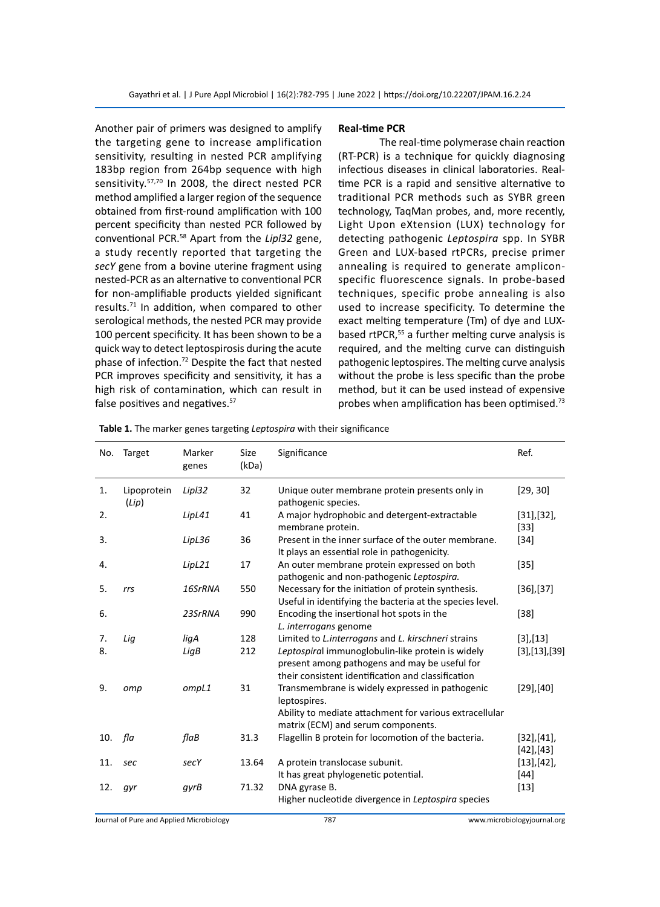Another pair of primers was designed to amplify the targeting gene to increase amplification sensitivity, resulting in nested PCR amplifying 183bp region from 264bp sequence with high sensitivity.[57,70] In 2008, the direct nested PCR method amplified a larger region of the sequence obtained from first-round amplification with 100 percent specificity than nested PCR followed by conventional PCR.[58] Apart from the *Lipl32* gene, a study recently reported that targeting the *secY* gene from a bovine uterine fragment using nested-PCR as an alternative to conventional PCR for non-amplifiable products yielded significant results.[71] In addition, when compared to other serological methods, the nested PCR may provide 100 percent specificity. It has been shown to be a quick way to detect leptospirosis during the acute phase of infection.[72] Despite the fact that nested PCR improves specificity and sensitivity, it has a high risk of contamination, which can result in false positives and negatives.[57]

**Real-time PCR**

The real-time polymerase chain reaction (RT-PCR) is a technique for quickly diagnosing infectious diseases in clinical laboratories. Real-time PCR is a rapid and sensitive alternative to traditional PCR methods such as SYBR green technology, TaqMan probes, and, more recently, Light Upon eXtension (LUX) technology for detecting pathogenic *Leptospira* spp. In SYBR Green and LUX-based rtPCRs, precise primer annealing is required to generate amplicon-specific fluorescence signals. In probe-based techniques, specific probe annealing is also used to increase specificity. To determine the exact melting temperature (Tm) of dye and LUX-based rtPCR,[55] a further melting curve analysis is required, and the melting curve can distinguish pathogenic leptospires. The melting curve analysis without the probe is less specific than the probe method, but it can be used instead of expensive probes when amplification has been optimised.[73]

**Table 1.** The marker genes targeting *Leptospira* with their significance

| No. | Target | Marker genes | Size (kDa) | Significance | Ref. |
|---|---|---|---|---|---|
| 1. | Lipoprotein (*Lip*) | *Lipl32* | 32 | Unique outer membrane protein presents only in pathogenic species. | [29, 30] |
| 2. | | *LipL41* | 41 | A major hydrophobic and detergent-extractable membrane protein. | [31],[32],[33] |
| 3. | | *LipL36* | 36 | Present in the inner surface of the outer membrane. It plays an essential role in pathogenicity. | [34] |
| 4. | | *LipL21* | 17 | An outer membrane protein expressed on both pathogenic and non-pathogenic *Leptospira.* | [35] |
| 5. | *rrs* | *16SrRNA* | 550 | Necessary for the initiation of protein synthesis. Useful in identifying the bacteria at the species level. | [36],[37] |
| 6. | | *23SrRNA* | 990 | Encoding the insertional hot spots in the *L. interrogans* genome | [38] |
| 7. | *Lig* | *ligA* | 128 | Limited to *L.interrogans* and *L. kirschneri* strains | [3],[13] |
| 8. | | *LigB* | 212 | *Leptospiral* immunoglobulin-like protein is widely present among pathogens and may be useful for their consistent identification and classification | [3],[13],[39] |
| 9. | *omp* | *ompL1* | 31 | Transmembrane is widely expressed in pathogenic leptospires. Ability to mediate attachment for various extracellular matrix (ECM) and serum components. | [29],[40] |
| 10. | *fla* | *flaB* | 31.3 | Flagellin B protein for locomotion of the bacteria. | [32],[41],[42],[43] |
| 11. | *sec* | *secY* | 13.64 | A protein translocase subunit. It has great phylogenetic potential. | [13],[42],[44] |
| 12. | *gyr* | *gyrB* | 71.32 | DNA gyrase B. Higher nucleotide divergence in *Leptospira* species | [13] |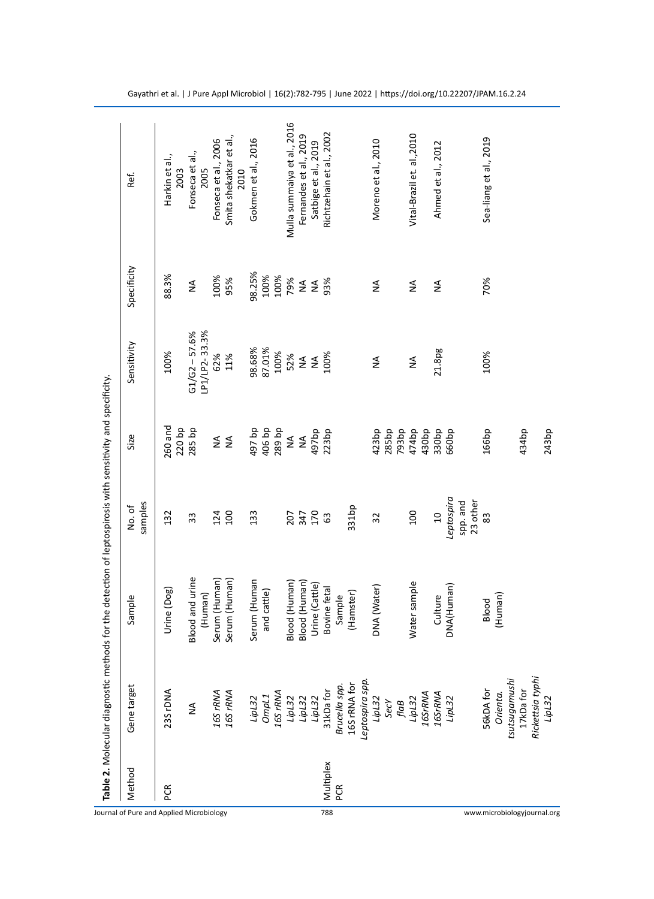**Table 2.** Molecular diagnostic methods for the detection of leptospirosis with sensitivity and specificity.

| Method | Gene target | Sample | No. of samples | Size | Sensitivity | Specificity | Ref. |
|---|---|---|---|---|---|---|---|
| PCR | 23S rDNA | Urine (Dog) | 132 | 260 and 220 bp | 100% | 88.3% | Harkin et al., 2003 |
| | NA | Blood and urine (Human) | 33 | 285 bp | G1/G2 – 57.6% LP1/LP2- 33.3% | NA | Fonseca et al., 2005 |
| | *16S rRNA* | Serum (Human) | 124 | NA | 62% | 100% | Fonseca et al., 2006 |
| | *16S rRNA* | Serum (Human) | 100 | NA | 11% | 95% | Smita shekatkar et al., 2010 |
| | *LipL32* | Serum (Human and cattle) | 133 | 497 bp | 98.68% | 98.25% | Gokmen et al., 2016 |
| | *OmpL1* | | | 406 bp | 87.01% | 100% | |
| | *16S rRNA* | | | 289 bp | 100% | 100% | |
| | *LipL32* | Blood (Human) | 207 | NA | 52% | 79% | Mulla summaiya et al., 2016 |
| | *LipL32* | Blood (Human) | 347 | NA | NA | NA | Fernandes et al., 2019 |
| | *LipL32* | Urine (Cattle) | 170 | 497bp | NA | NA | Satbige et al., 2019 |
| Multiplex PCR | 31kDa for *Brucella spp.* 16S rRNA for *Leptospira spp.* | Bovine fetal Sample (Hamster) | 63 | 223bp 331bp | 100% | 93% | Richtzehain et al., 2002 |
| | *LipL32* *SecY* *flaB* | DNA (Water) | 32 | 423bp 285bp 793bp | NA | NA | Moreno et al., 2010 |
| | *LipL32* *16SrRNA* | Water sample | 100 | 474bp 430bp | NA | NA | Vital-Brazil et. al.,2010 |
| | *16SrRNA* *LipL32* | Culture DNA(Human) | 10 *Leptospira* spp. and 23 other | 330bp 660bp | 21.8pg | NA | Ahmed et al., 2012 |
| | 56kDA for *Orienta. tsutsugamushi* 17kDa for *Rickettsia typhi* *LipL32* | Blood (Human) | 83 | 166bp 434bp 243bp | 100% | 70% | Sea-liang et al., 2019 |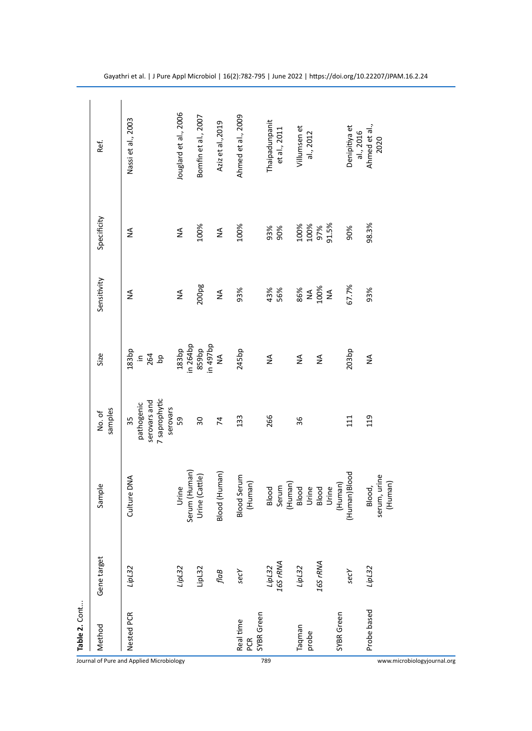**Table 2.** Cont...

| Method | Gene target | Sample | No. of samples | Size | Sensitivity | Specificity | Ref. |
|---|---|---|---|---|---|---|---|
| Nested PCR | *LipL32* | Culture DNA | 35 pathogenic serovars and 7 saprophytic serovars | 183bp in 264 bp | NA | NA | Nassi et al., 2003 |
| | *LipL32* | Urine Serum (Human) | 59 | 183bp in 264bp | NA | NA | Jouglard et al., 2006 |
| | LipL32 | Urine (Cattle) | 30 | 859bp in 497bp | 200pg | 100% | Bomfin et al., 2007 |
| | *flaB* | Blood (Human) | 74 | NA | NA | NA | Aziz et al.,2019 |
| Real time PCR SYBR Green | *secY* | Blood Serum (Human) | 133 | 245bp | 93% | 100% | Ahmed et al., 2009 |
| | *LipL32* *16S rRNA* | Blood Serum (Human) | 266 | NA | 43% 56% | 93% 90% | Thaipadunpanit et al., 2011 |
| Taqman probe | *LipL32* *16S rRNA* | Blood Urine Blood Urine (Human) | 36 | NA NA | 86% NA 100% NA | 100% 100% 97% 91.5% | Villumsen et al., 2012 |
| SYBR Green | *secY* | (Human)Blood | 111 | 203bp | 67.7% | 90% | Denipitiya et al., 2016 |
| Probe based | *LipL32* | Blood, serum, urine (Human) | 119 | NA | 93% | 98.3% | Ahmed et al., 2020 |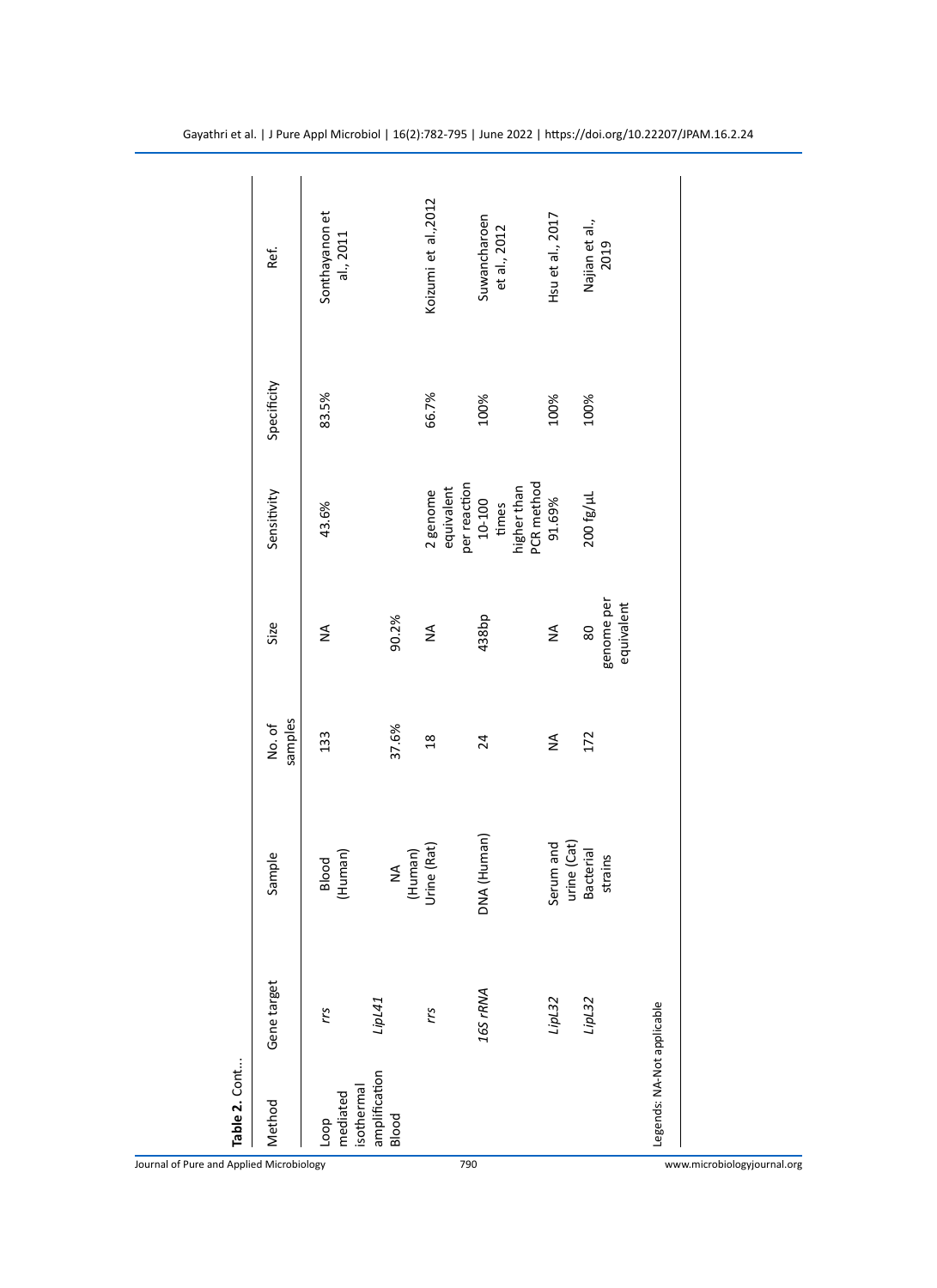**Table 2.** Cont...

| Method | Gene target | Sample | No. of samples | Size | Sensitivity | Specificity | Ref. |
|---|---|---|---|---|---|---|---|
| Loop mediated isothermal amplification | *rrs* | Blood (Human) | 133 | NA | 43.6% | 83.5% | Sonthayanon et al., 2011 |
| Blood | *LipL41* | NA (Human) | 37.6% | 90.2% | | | |
| | *rrs* | Urine (Rat) | 18 | NA | 2 genome equivalent per reaction | 66.7% | Koizumi et al.,2012 |
| | *16S rRNA* | DNA (Human) | 24 | 438bp | 10-100 times higher than PCR method | 100% | Suwancharoen et al., 2012 |
| | *LipL32* | Serum and urine (Cat) | NA | NA | 91.69% | 100% | Hsu et al., 2017 |
| | *LipL32* | Bacterial strains | 172 | 80 genome per equivalent | 200 fg/μL | 100% | Najian et al., 2019 |

Legends: NA-Not applicable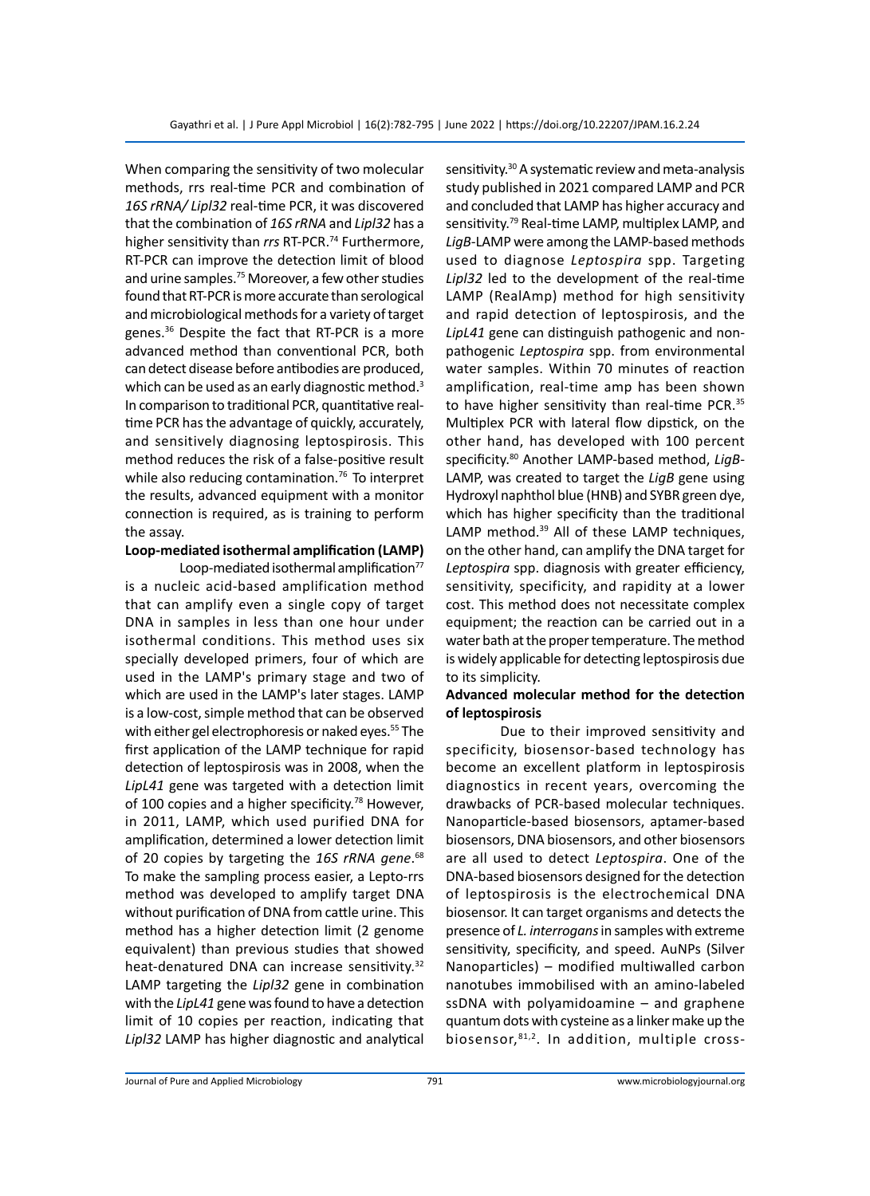When comparing the sensitivity of two molecular methods, rrs real-time PCR and combination of *16S rRNA/ Lipl32* real-time PCR, it was discovered that the combination of *16S rRNA* and *Lipl32* has a higher sensitivity than *rrs* RT-PCR.[74] Furthermore, RT-PCR can improve the detection limit of blood and urine samples.[75] Moreover, a few other studies found that RT-PCR is more accurate than serological and microbiological methods for a variety of target genes.[36] Despite the fact that RT-PCR is a more advanced method than conventional PCR, both can detect disease before antibodies are produced, which can be used as an early diagnostic method.[3] In comparison to traditional PCR, quantitative real-time PCR has the advantage of quickly, accurately, and sensitively diagnosing leptospirosis. This method reduces the risk of a false-positive result while also reducing contamination.[76] To interpret the results, advanced equipment with a monitor connection is required, as is training to perform the assay.

**Loop-mediated isothermal amplification (LAMP)**

Loop-mediated isothermal amplification[77] is a nucleic acid-based amplification method that can amplify even a single copy of target DNA in samples in less than one hour under isothermal conditions. This method uses six specially developed primers, four of which are used in the LAMP's primary stage and two of which are used in the LAMP's later stages. LAMP is a low-cost, simple method that can be observed with either gel electrophoresis or naked eyes.[55] The first application of the LAMP technique for rapid detection of leptospirosis was in 2008, when the *LipL41* gene was targeted with a detection limit of 100 copies and a higher specificity.[78] However, in 2011, LAMP, which used purified DNA for amplification, determined a lower detection limit of 20 copies by targeting the *16S rRNA gene*.[68] To make the sampling process easier, a Lepto-rrs method was developed to amplify target DNA without purification of DNA from cattle urine. This method has a higher detection limit (2 genome equivalent) than previous studies that showed heat-denatured DNA can increase sensitivity.[32] LAMP targeting the *Lipl32* gene in combination with the *LipL41* gene was found to have a detection limit of 10 copies per reaction, indicating that *Lipl32* LAMP has higher diagnostic and analytical sensitivity.[30] A systematic review and meta-analysis study published in 2021 compared LAMP and PCR and concluded that LAMP has higher accuracy and sensitivity.[79] Real-time LAMP, multiplex LAMP, and *LigB*-LAMP were among the LAMP-based methods used to diagnose *Leptospira* spp. Targeting *Lipl32* led to the development of the real-time LAMP (RealAmp) method for high sensitivity and rapid detection of leptospirosis, and the *LipL41* gene can distinguish pathogenic and non-pathogenic *Leptospira* spp. from environmental water samples. Within 70 minutes of reaction amplification, real-time amp has been shown to have higher sensitivity than real-time PCR.[35] Multiplex PCR with lateral flow dipstick, on the other hand, has developed with 100 percent specificity.[80] Another LAMP-based method, *LigB*-LAMP, was created to target the *LigB* gene using Hydroxyl naphthol blue (HNB) and SYBR green dye, which has higher specificity than the traditional LAMP method.[39] All of these LAMP techniques, on the other hand, can amplify the DNA target for *Leptospira* spp. diagnosis with greater efficiency, sensitivity, specificity, and rapidity at a lower cost. This method does not necessitate complex equipment; the reaction can be carried out in a water bath at the proper temperature. The method is widely applicable for detecting leptospirosis due to its simplicity.

**Advanced molecular method for the detection of leptospirosis**

Due to their improved sensitivity and specificity, biosensor-based technology has become an excellent platform in leptospirosis diagnostics in recent years, overcoming the drawbacks of PCR-based molecular techniques. Nanoparticle-based biosensors, aptamer-based biosensors, DNA biosensors, and other biosensors are all used to detect *Leptospira*. One of the DNA-based biosensors designed for the detection of leptospirosis is the electrochemical DNA biosensor. It can target organisms and detects the presence of *L. interrogans* in samples with extreme sensitivity, specificity, and speed. AuNPs (Silver Nanoparticles) – modified multiwalled carbon nanotubes immobilised with an amino-labeled ssDNA with polyamidoamine – and graphene quantum dots with cysteine as a linker make up the biosensor,[81,2]. In addition, multiple cross-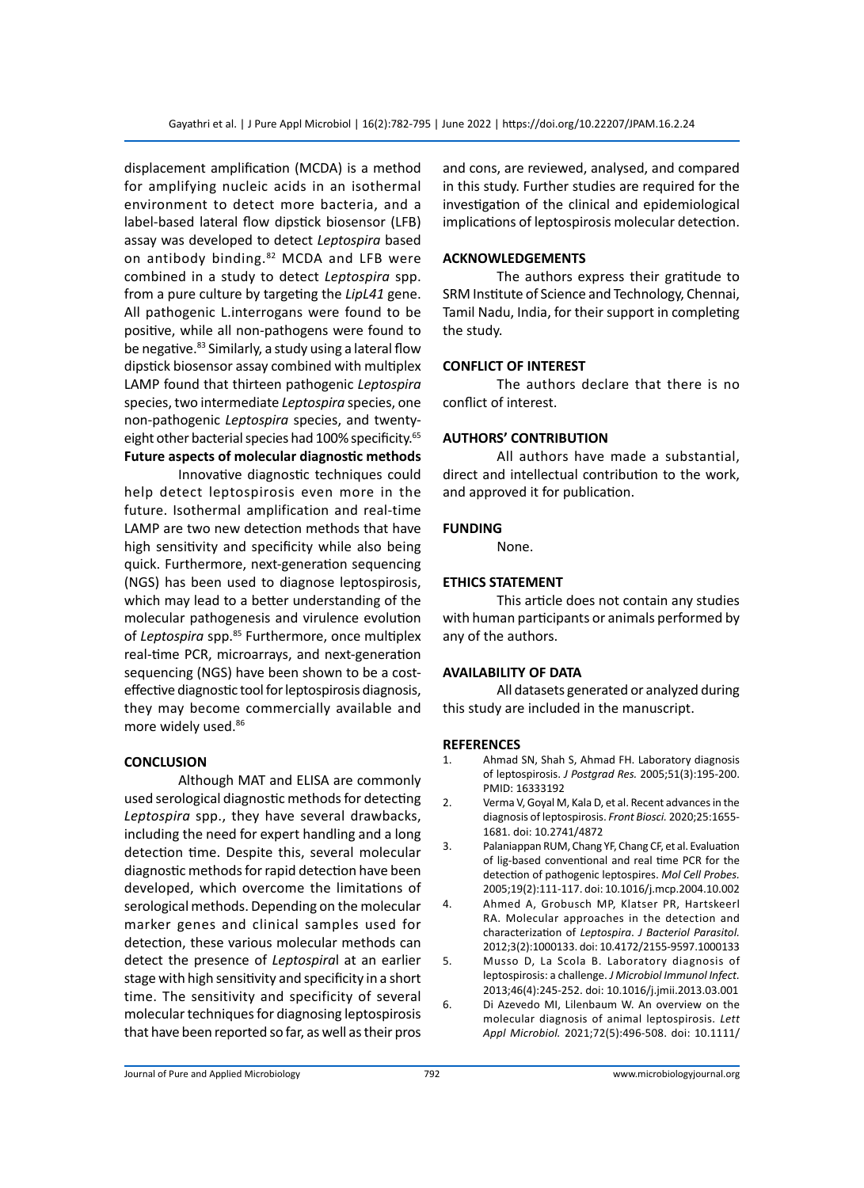displacement amplification (MCDA) is a method for amplifying nucleic acids in an isothermal environment to detect more bacteria, and a label-based lateral flow dipstick biosensor (LFB) assay was developed to detect *Leptospira* based on antibody binding.[82] MCDA and LFB were combined in a study to detect *Leptospira* spp. from a pure culture by targeting the *LipL41* gene. All pathogenic L.interrogans were found to be positive, while all non-pathogens were found to be negative.[83] Similarly, a study using a lateral flow dipstick biosensor assay combined with multiplex LAMP found that thirteen pathogenic *Leptospira* species, two intermediate *Leptospira* species, one non-pathogenic *Leptospira* species, and twenty-eight other bacterial species had 100% specificity.[65]

**Future aspects of molecular diagnostic methods**

Innovative diagnostic techniques could help detect leptospirosis even more in the future. Isothermal amplification and real-time LAMP are two new detection methods that have high sensitivity and specificity while also being quick. Furthermore, next-generation sequencing (NGS) has been used to diagnose leptospirosis, which may lead to a better understanding of the molecular pathogenesis and virulence evolution of *Leptospira* spp.[85] Furthermore, once multiplex real-time PCR, microarrays, and next-generation sequencing (NGS) have been shown to be a cost-effective diagnostic tool for leptospirosis diagnosis, they may become commercially available and more widely used.[86]

## CONCLUSION

Although MAT and ELISA are commonly used serological diagnostic methods for detecting *Leptospira* spp., they have several drawbacks, including the need for expert handling and a long detection time. Despite this, several molecular diagnostic methods for rapid detection have been developed, which overcome the limitations of serological methods. Depending on the molecular marker genes and clinical samples used for detection, these various molecular methods can detect the presence of *Leptospira*l at an earlier stage with high sensitivity and specificity in a short time. The sensitivity and specificity of several molecular techniques for diagnosing leptospirosis that have been reported so far, as well as their pros and cons, are reviewed, analysed, and compared in this study. Further studies are required for the investigation of the clinical and epidemiological implications of leptospirosis molecular detection.

## ACKNOWLEDGEMENTS

The authors express their gratitude to SRM Institute of Science and Technology, Chennai, Tamil Nadu, India, for their support in completing the study.

## CONFLICT OF INTEREST

The authors declare that there is no conflict of interest.

## AUTHORS' CONTRIBUTION

All authors have made a substantial, direct and intellectual contribution to the work, and approved it for publication.

## FUNDING

None.

## ETHICS STATEMENT

This article does not contain any studies with human participants or animals performed by any of the authors.

## AVAILABILITY OF DATA

All datasets generated or analyzed during this study are included in the manuscript.

## REFERENCES

1. Ahmad SN, Shah S, Ahmad FH. Laboratory diagnosis of leptospirosis. *J Postgrad Res.* 2005;51(3):195-200. PMID: 16333192
2. Verma V, Goyal M, Kala D, et al. Recent advances in the diagnosis of leptospirosis. *Front Biosci.* 2020;25:1655-1681. doi: 10.2741/4872
3. Palaniappan RUM, Chang YF, Chang CF, et al. Evaluation of lig-based conventional and real time PCR for the detection of pathogenic leptospires. *Mol Cell Probes.* 2005;19(2):111-117. doi: 10.1016/j.mcp.2004.10.002
4. Ahmed A, Grobusch MP, Klatser PR, Hartskeerl RA. Molecular approaches in the detection and characterization of *Leptospira*. *J Bacteriol Parasitol.* 2012;3(2):1000133. doi: 10.4172/2155-9597.1000133
5. Musso D, La Scola B. Laboratory diagnosis of leptospirosis: a challenge. *J Microbiol Immunol Infect.* 2013;46(4):245-252. doi: 10.1016/j.jmii.2013.03.001
6. Di Azevedo MI, Lilenbaum W. An overview on the molecular diagnosis of animal leptospirosis. *Lett Appl Microbiol.* 2021;72(5):496-508. doi: 10.1111/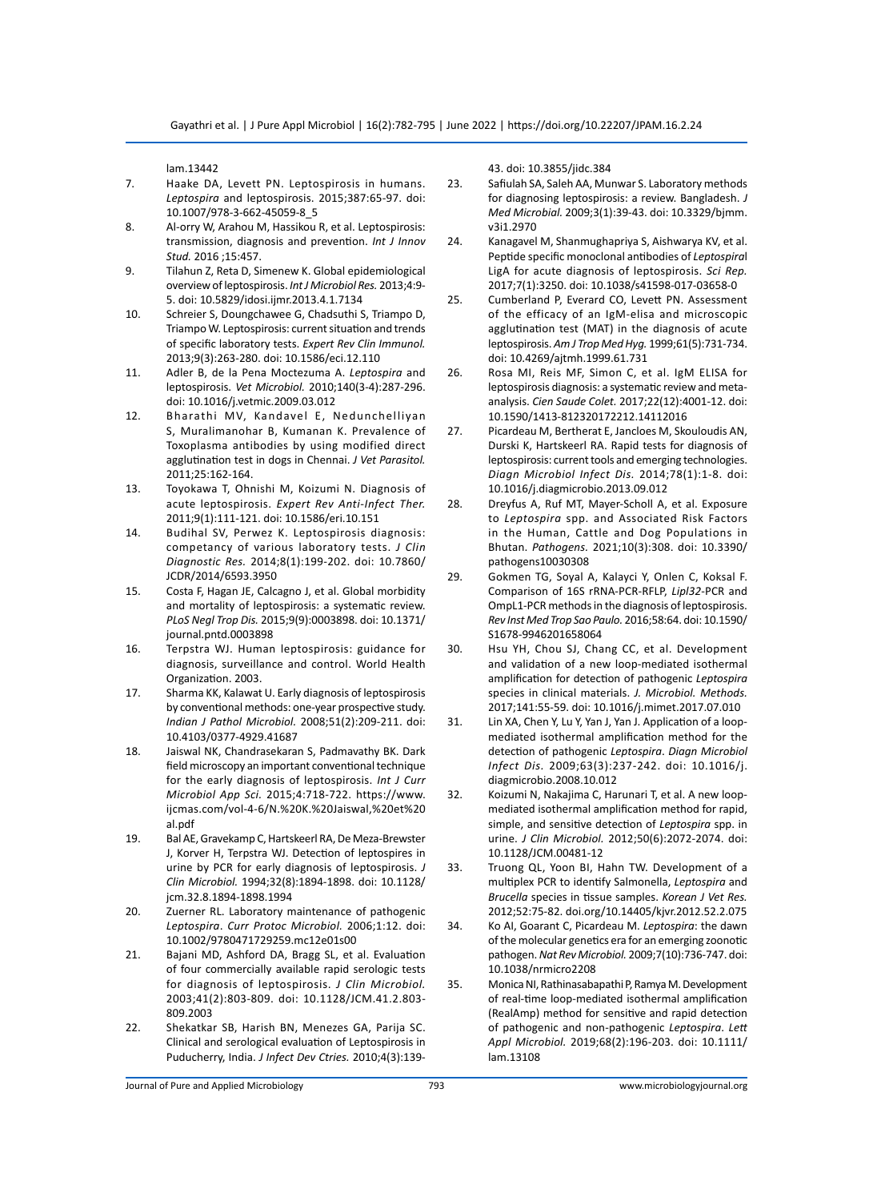lam.13442

7. Haake DA, Levett PN. Leptospirosis in humans. *Leptospira* and leptospirosis. 2015;387:65-97. doi: 10.1007/978-3-662-45059-8_5
8. Al-orry W, Arahou M, Hassikou R, et al. Leptospirosis: transmission, diagnosis and prevention. *Int J Innov Stud.* 2016 ;15:457.
9. Tilahun Z, Reta D, Simenew K. Global epidemiological overview of leptospirosis. *Int J Microbiol Res.* 2013;4:9-5. doi: 10.5829/idosi.ijmr.2013.4.1.7134
10. Schreier S, Doungchawee G, Chadsuthi S, Triampo D, Triampo W. Leptospirosis: current situation and trends of specific laboratory tests. *Expert Rev Clin Immunol.* 2013;9(3):263-280. doi: 10.1586/eci.12.110
11. Adler B, de la Pena Moctezuma A. *Leptospira* and leptospirosis. *Vet Microbiol.* 2010;140(3-4):287-296. doi: 10.1016/j.vetmic.2009.03.012
12. Bharathi MV, Kandavel E, Nedunchelliyan S, Muralimanohar B, Kumanan K. Prevalence of Toxoplasma antibodies by using modified direct agglutination test in dogs in Chennai. *J Vet Parasitol.* 2011;25:162-164.
13. Toyokawa T, Ohnishi M, Koizumi N. Diagnosis of acute leptospirosis. *Expert Rev Anti-Infect Ther.* 2011;9(1):111-121. doi: 10.1586/eri.10.151
14. Budihal SV, Perwez K. Leptospirosis diagnosis: competancy of various laboratory tests. *J Clin Diagnostic Res.* 2014;8(1):199-202. doi: 10.7860/JCDR/2014/6593.3950
15. Costa F, Hagan JE, Calcagno J, et al. Global morbidity and mortality of leptospirosis: a systematic review. *PLoS Negl Trop Dis.* 2015;9(9):0003898. doi: 10.1371/journal.pntd.0003898
16. Terpstra WJ. Human leptospirosis: guidance for diagnosis, surveillance and control. World Health Organization. 2003.
17. Sharma KK, Kalawat U. Early diagnosis of leptospirosis by conventional methods: one-year prospective study. *Indian J Pathol Microbiol.* 2008;51(2):209-211. doi: 10.4103/0377-4929.41687
18. Jaiswal NK, Chandrasekaran S, Padmavathy BK. Dark field microscopy an important conventional technique for the early diagnosis of leptospirosis. *Int J Curr Microbiol App Sci.* 2015;4:718-722. https://www.ijcmas.com/vol-4-6/N.%20K.%20Jaiswal,%20et%20al.pdf
19. Bal AE, Gravekamp C, Hartskeerl RA, De Meza-Brewster J, Korver H, Terpstra WJ. Detection of leptospires in urine by PCR for early diagnosis of leptospirosis. *J Clin Microbiol.* 1994;32(8):1894-1898. doi: 10.1128/jcm.32.8.1894-1898.1994
20. Zuerner RL. Laboratory maintenance of pathogenic *Leptospira*. *Curr Protoc Microbiol.* 2006;1:12. doi: 10.1002/9780471729259.mc12e01s00
21. Bajani MD, Ashford DA, Bragg SL, et al. Evaluation of four commercially available rapid serologic tests for diagnosis of leptospirosis. *J Clin Microbiol.* 2003;41(2):803-809. doi: 10.1128/JCM.41.2.803-809.2003
22. Shekatkar SB, Harish BN, Menezes GA, Parija SC. Clinical and serological evaluation of Leptospirosis in Puducherry, India. *J Infect Dev Ctries.* 2010;4(3):139-43. doi: 10.3855/jidc.384
23. Safiulah SA, Saleh AA, Munwar S. Laboratory methods for diagnosing leptospirosis: a review. Bangladesh. *J Med Microbial.* 2009;3(1):39-43. doi: 10.3329/bjmm.v3i1.2970
24. Kanagavel M, Shanmughapriya S, Aishwarya KV, et al. Peptide specific monoclonal antibodies of *Leptospira*l LigA for acute diagnosis of leptospirosis. *Sci Rep.* 2017;7(1):3250. doi: 10.1038/s41598-017-03658-0
25. Cumberland P, Everard CO, Levett PN. Assessment of the efficacy of an IgM-elisa and microscopic agglutination test (MAT) in the diagnosis of acute leptospirosis. *Am J Trop Med Hyg.* 1999;61(5):731-734. doi: 10.4269/ajtmh.1999.61.731
26. Rosa MI, Reis MF, Simon C, et al. IgM ELISA for leptospirosis diagnosis: a systematic review and meta-analysis. *Cien Saude Colet.* 2017;22(12):4001-12. doi: 10.1590/1413-812320172212.14112016
27. Picardeau M, Bertherat E, Jancloes M, Skouloudis AN, Durski K, Hartskeerl RA. Rapid tests for diagnosis of leptospirosis: current tools and emerging technologies. *Diagn Microbiol Infect Dis.* 2014;78(1):1-8. doi: 10.1016/j.diagmicrobio.2013.09.012
28. Dreyfus A, Ruf MT, Mayer-Scholl A, et al. Exposure to *Leptospira* spp. and Associated Risk Factors in the Human, Cattle and Dog Populations in Bhutan. *Pathogens.* 2021;10(3):308. doi: 10.3390/pathogens10030308
29. Gokmen TG, Soyal A, Kalayci Y, Onlen C, Koksal F. Comparison of 16S rRNA-PCR-RFLP, *Lipl32*-PCR and OmpL1-PCR methods in the diagnosis of leptospirosis. *Rev Inst Med Trop Sao Paulo.* 2016;58:64. doi: 10.1590/S1678-9946201658064
30. Hsu YH, Chou SJ, Chang CC, et al. Development and validation of a new loop-mediated isothermal amplification for detection of pathogenic *Leptospira* species in clinical materials. *J. Microbiol. Methods.* 2017;141:55-59. doi: 10.1016/j.mimet.2017.07.010
31. Lin XA, Chen Y, Lu Y, Yan J, Yan J. Application of a loop-mediated isothermal amplification method for the detection of pathogenic *Leptospira*. *Diagn Microbiol Infect Dis.* 2009;63(3):237-242. doi: 10.1016/j.diagmicrobio.2008.10.012
32. Koizumi N, Nakajima C, Harunari T, et al. A new loop-mediated isothermal amplification method for rapid, simple, and sensitive detection of *Leptospira* spp. in urine. *J Clin Microbiol.* 2012;50(6):2072-2074. doi: 10.1128/JCM.00481-12
33. Truong QL, Yoon BI, Hahn TW. Development of a multiplex PCR to identify Salmonella, *Leptospira* and *Brucella* species in tissue samples. *Korean J Vet Res.* 2012;52:75-82. doi.org/10.14405/kjvr.2012.52.2.075
34. Ko AI, Goarant C, Picardeau M. *Leptospira*: the dawn of the molecular genetics era for an emerging zoonotic pathogen. *Nat Rev Microbiol.* 2009;7(10):736-747. doi: 10.1038/nrmicro2208
35. Monica NI, Rathinasabapathi P, Ramya M. Development of real-time loop-mediated isothermal amplification (RealAmp) method for sensitive and rapid detection of pathogenic and non-pathogenic *Leptospira*. *Lett Appl Microbiol.* 2019;68(2):196-203. doi: 10.1111/lam.13108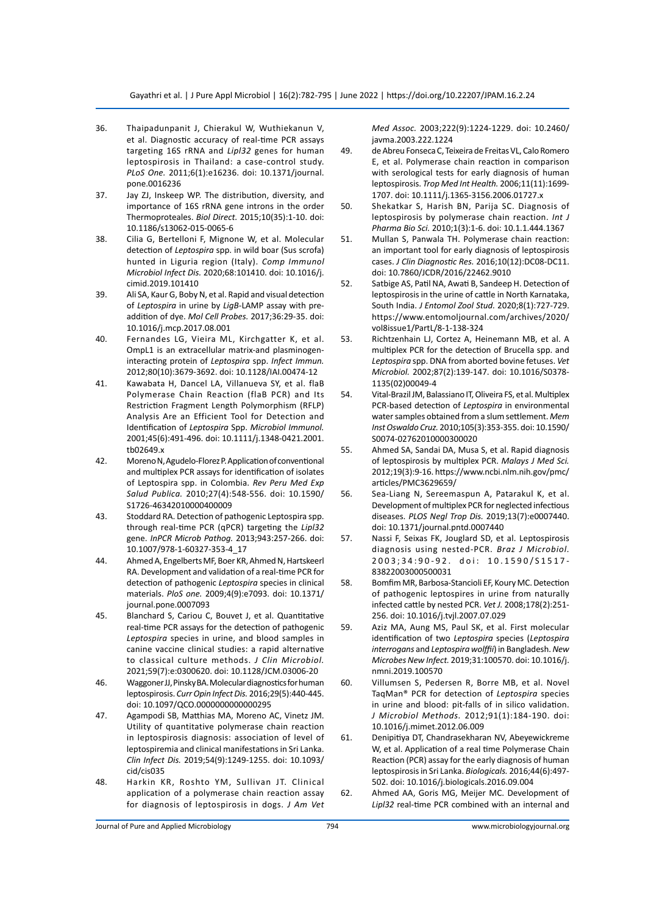36. Thaipadunpanit J, Chierakul W, Wuthiekanun V, et al. Diagnostic accuracy of real-time PCR assays targeting 16S rRNA and *Lipl32* genes for human leptospirosis in Thailand: a case-control study. *PLoS One.* 2011;6(1):e16236. doi: 10.1371/journal.pone.0016236
37. Jay ZJ, Inskeep WP. The distribution, diversity, and importance of 16S rRNA gene introns in the order Thermoproteales. *Biol Direct.* 2015;10(35):1-10. doi: 10.1186/s13062-015-0065-6
38. Cilia G, Bertelloni F, Mignone W, et al. Molecular detection of *Leptospira* spp. in wild boar (Sus scrofa) hunted in Liguria region (Italy). *Comp Immunol Microbiol Infect Dis.* 2020;68:101410. doi: 10.1016/j.cimid.2019.101410
39. Ali SA, Kaur G, Boby N, et al. Rapid and visual detection of *Leptospira* in urine by *LigB*-LAMP assay with pre-addition of dye. *Mol Cell Probes.* 2017;36:29-35. doi: 10.1016/j.mcp.2017.08.001
40. Fernandes LG, Vieira ML, Kirchgatter K, et al. OmpL1 is an extracellular matrix-and plasminogen-interacting protein of *Leptospira* spp. *Infect Immun.* 2012;80(10):3679-3692. doi: 10.1128/IAI.00474-12
41. Kawabata H, Dancel LA, Villanueva SY, et al. flaB Polymerase Chain Reaction (flaB PCR) and Its Restriction Fragment Length Polymorphism (RFLP) Analysis Are an Efficient Tool for Detection and Identification of *Leptospira* Spp. *Microbiol Immunol.* 2001;45(6):491-496. doi: 10.1111/j.1348-0421.2001.tb02649.x
42. Moreno N, Agudelo-Florez P. Application of conventional and multiplex PCR assays for identification of isolates of Leptospira spp. in Colombia. *Rev Peru Med Exp Salud Publica.* 2010;27(4):548-556. doi: 10.1590/S1726-46342010000400009
43. Stoddard RA. Detection of pathogenic Leptospira spp. through real-time PCR (qPCR) targeting the *Lipl32* gene. *InPCR Microb Pathog.* 2013;943:257-266. doi: 10.1007/978-1-60327-353-4_17
44. Ahmed A, Engelberts MF, Boer KR, Ahmed N, Hartskeerl RA. Development and validation of a real-time PCR for detection of pathogenic *Leptospira* species in clinical materials. *PloS one.* 2009;4(9):e7093. doi: 10.1371/journal.pone.0007093
45. Blanchard S, Cariou C, Bouvet J, et al. Quantitative real-time PCR assays for the detection of pathogenic *Leptospira* species in urine, and blood samples in canine vaccine clinical studies: a rapid alternative to classical culture methods. *J Clin Microbiol.* 2021;59(7):e:0300620. doi: 10.1128/JCM.03006-20
46. Waggoner JJ, Pinsky BA. Molecular diagnostics for human leptospirosis. *Curr Opin Infect Dis.* 2016;29(5):440-445. doi: 10.1097/QCO.0000000000000295
47. Agampodi SB, Matthias MA, Moreno AC, Vinetz JM. Utility of quantitative polymerase chain reaction in leptospirosis diagnosis: association of level of leptospiremia and clinical manifestations in Sri Lanka. *Clin Infect Dis.* 2019;54(9):1249-1255. doi: 10.1093/cid/cis035
48. Harkin KR, Roshto YM, Sullivan JT. Clinical application of a polymerase chain reaction assay for diagnosis of leptospirosis in dogs. *J Am Vet Med Assoc.* 2003;222(9):1224-1229. doi: 10.2460/javma.2003.222.1224
49. de Abreu Fonseca C, Teixeira de Freitas VL, Calo Romero E, et al. Polymerase chain reaction in comparison with serological tests for early diagnosis of human leptospirosis. *Trop Med Int Health.* 2006;11(11):1699-1707. doi: 10.1111/j.1365-3156.2006.01727.x
50. Shekatkar S, Harish BN, Parija SC. Diagnosis of leptospirosis by polymerase chain reaction. *Int J Pharma Bio Sci.* 2010;1(3):1-6. doi: 10.1.1.444.1367
51. Mullan S, Panwala TH. Polymerase chain reaction: an important tool for early diagnosis of leptospirosis cases. *J Clin Diagnostic Res.* 2016;10(12):DC08-DC11. doi: 10.7860/JCDR/2016/22462.9010
52. Satbige AS, Patil NA, Awati B, Sandeep H. Detection of leptospirosis in the urine of cattle in North Karnataka, South India. *J Entomol Zool Stud.* 2020;8(1):727-729. https://www.entomoljournal.com/archives/2020/vol8issue1/PartL/8-1-138-324
53. Richtzenhain LJ, Cortez A, Heinemann MB, et al. A multiplex PCR for the detection of Brucella spp. and *Leptospira* spp. DNA from aborted bovine fetuses. *Vet Microbiol.* 2002;87(2):139-147. doi: 10.1016/S0378-1135(02)00049-4
54. Vital-Brazil JM, Balassiano IT, Oliveira FS, et al. Multiplex PCR-based detection of *Leptospira* in environmental water samples obtained from a slum settlement. *Mem Inst Oswaldo Cruz.* 2010;105(3):353-355. doi: 10.1590/S0074-02762010000300020
55. Ahmed SA, Sandai DA, Musa S, et al. Rapid diagnosis of leptospirosis by multiplex PCR. *Malays J Med Sci.* 2012;19(3):9-16. https://www.ncbi.nlm.nih.gov/pmc/articles/PMC3629659/
56. Sea-Liang N, Sereemaspun A, Patarakul K, et al. Development of multiplex PCR for neglected infectious diseases. *PLOS Negl Trop Dis.* 2019;13(7):e0007440. doi: 10.1371/journal.pntd.0007440
57. Nassi F, Seixas FK, Jouglard SD, et al. Leptospirosis diagnosis using nested-PCR. *Braz J Microbiol.* 2003;34:90-92. doi: 10.1590/S1517-83822003000500031
58. Bomfim MR, Barbosa-Stancioli EF, Koury MC. Detection of pathogenic leptospires in urine from naturally infected cattle by nested PCR. *Vet J.* 2008;178(2):251-256. doi: 10.1016/j.tvjl.2007.07.029
59. Aziz MA, Aung MS, Paul SK, et al. First molecular identification of two *Leptospira* species (*Leptospira interrogans* and *Leptospira wolffii*) in Bangladesh. *New Microbes New Infect.* 2019;31:100570. doi: 10.1016/j.nmni.2019.100570
60. Villumsen S, Pedersen R, Borre MB, et al. Novel TaqMan® PCR for detection of *Leptospira* species in urine and blood: pit-falls of in silico validation. *J Microbiol Methods.* 2012;91(1):184-190. doi: 10.1016/j.mimet.2012.06.009
61. Denipitiya DT, Chandrasekharan NV, Abeyewickreme W, et al. Application of a real time Polymerase Chain Reaction (PCR) assay for the early diagnosis of human leptospirosis in Sri Lanka. *Biologicals.* 2016;44(6):497-502. doi: 10.1016/j.biologicals.2016.09.004
62. Ahmed AA, Goris MG, Meijer MC. Development of *Lipl32* real-time PCR combined with an internal and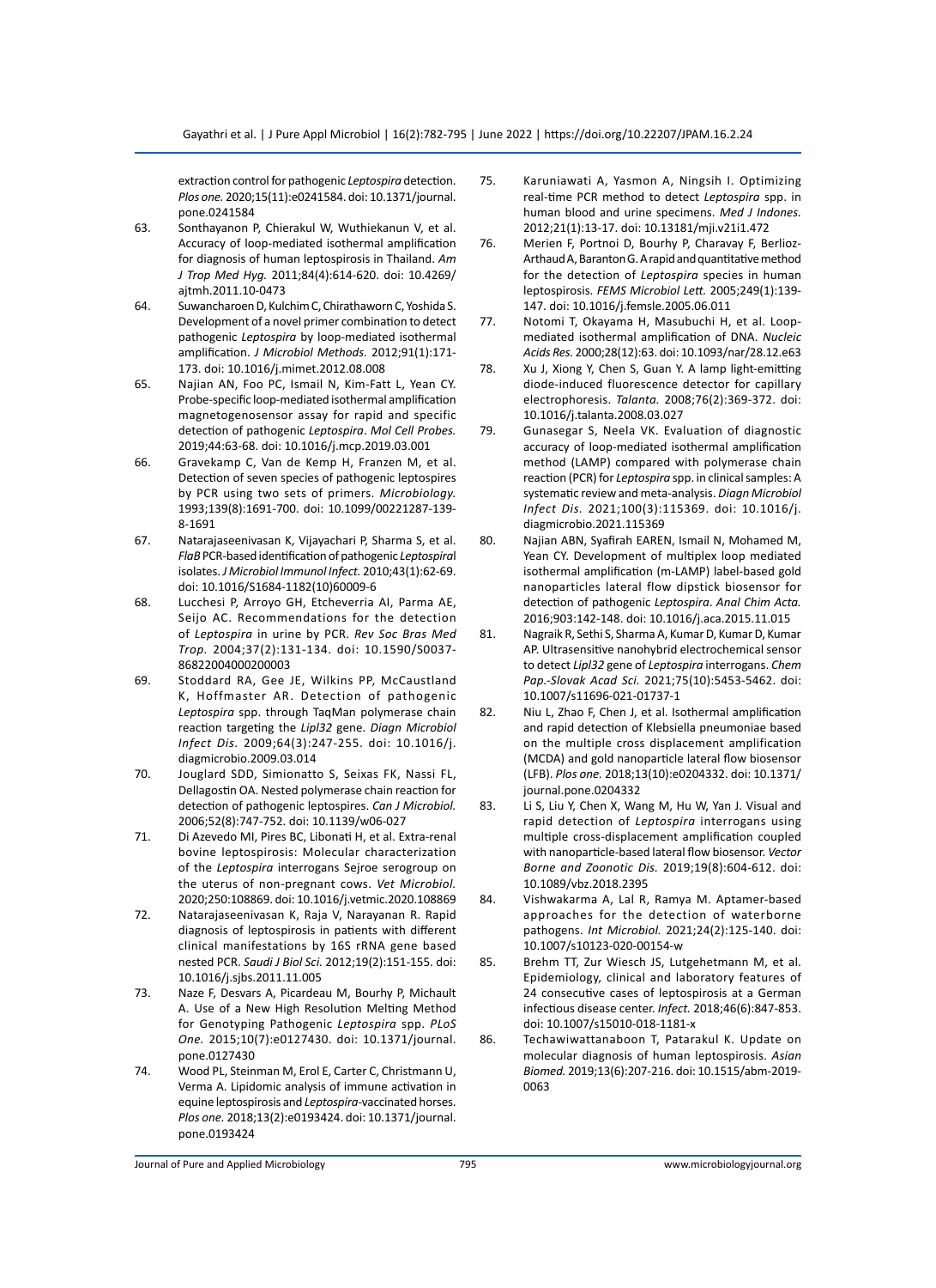extraction control for pathogenic *Leptospira* detection. *Plos one.* 2020;15(11):e0241584. doi: 10.1371/journal.pone.0241584

63. Sonthayanon P, Chierakul W, Wuthiekanun V, et al. Accuracy of loop-mediated isothermal amplification for diagnosis of human leptospirosis in Thailand. *Am J Trop Med Hyg.* 2011;84(4):614-620. doi: 10.4269/ajtmh.2011.10-0473
64. Suwancharoen D, Kulchim C, Chirathaworn C, Yoshida S. Development of a novel primer combination to detect pathogenic *Leptospira* by loop-mediated isothermal amplification. *J Microbiol Methods.* 2012;91(1):171-173. doi: 10.1016/j.mimet.2012.08.008
65. Najian AN, Foo PC, Ismail N, Kim-Fatt L, Yean CY. Probe-specific loop-mediated isothermal amplification magnetogenosensor assay for rapid and specific detection of pathogenic *Leptospira*. *Mol Cell Probes.* 2019;44:63-68. doi: 10.1016/j.mcp.2019.03.001
66. Gravekamp C, Van de Kemp H, Franzen M, et al. Detection of seven species of pathogenic leptospires by PCR using two sets of primers. *Microbiology.* 1993;139(8):1691-700. doi: 10.1099/00221287-139-8-1691
67. Natarajaseenivasan K, Vijayachari P, Sharma S, et al. *FlaB* PCR-based identification of pathogenic *Leptospira*l isolates. *J Microbiol Immunol Infect.* 2010;43(1):62-69. doi: 10.1016/S1684-1182(10)60009-6
68. Lucchesi P, Arroyo GH, Etcheverria AI, Parma AE, Seijo AC. Recommendations for the detection of *Leptospira* in urine by PCR. *Rev Soc Bras Med Trop.* 2004;37(2):131-134. doi: 10.1590/S0037-86822004000200003
69. Stoddard RA, Gee JE, Wilkins PP, McCaustland K, Hoffmaster AR. Detection of pathogenic *Leptospira* spp. through TaqMan polymerase chain reaction targeting the *Lipl32* gene. *Diagn Microbiol Infect Dis.* 2009;64(3):247-255. doi: 10.1016/j.diagmicrobio.2009.03.014
70. Jouglard SDD, Simionatto S, Seixas FK, Nassi FL, Dellagostin OA. Nested polymerase chain reaction for detection of pathogenic leptospires. *Can J Microbiol.* 2006;52(8):747-752. doi: 10.1139/w06-027
71. Di Azevedo MI, Pires BC, Libonati H, et al. Extra-renal bovine leptospirosis: Molecular characterization of the *Leptospira* interrogans Sejroe serogroup on the uterus of non-pregnant cows. *Vet Microbiol.* 2020;250:108869. doi: 10.1016/j.vetmic.2020.108869
72. Natarajaseenivasan K, Raja V, Narayanan R. Rapid diagnosis of leptospirosis in patients with different clinical manifestations by 16S rRNA gene based nested PCR. *Saudi J Biol Sci.* 2012;19(2):151-155. doi: 10.1016/j.sjbs.2011.11.005
73. Naze F, Desvars A, Picardeau M, Bourhy P, Michault A. Use of a New High Resolution Melting Method for Genotyping Pathogenic *Leptospira* spp. *PLoS One.* 2015;10(7):e0127430. doi: 10.1371/journal.pone.0127430
74. Wood PL, Steinman M, Erol E, Carter C, Christmann U, Verma A. Lipidomic analysis of immune activation in equine leptospirosis and *Leptospira*-vaccinated horses. *Plos one.* 2018;13(2):e0193424. doi: 10.1371/journal.pone.0193424
75. Karuniawati A, Yasmon A, Ningsih I. Optimizing real-time PCR method to detect *Leptospira* spp. in human blood and urine specimens. *Med J Indones.* 2012;21(1):13-17. doi: 10.13181/mji.v21i1.472
76. Merien F, Portnoi D, Bourhy P, Charavay F, Berlioz-Arthaud A, Baranton G. A rapid and quantitative method for the detection of *Leptospira* species in human leptospirosis. *FEMS Microbiol Lett.* 2005;249(1):139-147. doi: 10.1016/j.femsle.2005.06.011
77. Notomi T, Okayama H, Masubuchi H, et al. Loop-mediated isothermal amplification of DNA. *Nucleic Acids Res.* 2000;28(12):63. doi: 10.1093/nar/28.12.e63
78. Xu J, Xiong Y, Chen S, Guan Y. A lamp light-emitting diode-induced fluorescence detector for capillary electrophoresis. *Talanta.* 2008;76(2):369-372. doi: 10.1016/j.talanta.2008.03.027
79. Gunasegar S, Neela VK. Evaluation of diagnostic accuracy of loop-mediated isothermal amplification method (LAMP) compared with polymerase chain reaction (PCR) for *Leptospira* spp. in clinical samples: A systematic review and meta-analysis. *Diagn Microbiol Infect Dis.* 2021;100(3):115369. doi: 10.1016/j.diagmicrobio.2021.115369
80. Najian ABN, Syafirah EAREN, Ismail N, Mohamed M, Yean CY. Development of multiplex loop mediated isothermal amplification (m-LAMP) label-based gold nanoparticles lateral flow dipstick biosensor for detection of pathogenic *Leptospira*. *Anal Chim Acta.* 2016;903:142-148. doi: 10.1016/j.aca.2015.11.015
81. Nagraik R, Sethi S, Sharma A, Kumar D, Kumar D, Kumar AP. Ultrasensitive nanohybrid electrochemical sensor to detect *Lipl32* gene of *Leptospira* interrogans. *Chem Pap.-Slovak Acad Sci.* 2021;75(10):5453-5462. doi: 10.1007/s11696-021-01737-1
82. Niu L, Zhao F, Chen J, et al. Isothermal amplification and rapid detection of Klebsiella pneumoniae based on the multiple cross displacement amplification (MCDA) and gold nanoparticle lateral flow biosensor (LFB). *Plos one.* 2018;13(10):e0204332. doi: 10.1371/journal.pone.0204332
83. Li S, Liu Y, Chen X, Wang M, Hu W, Yan J. Visual and rapid detection of *Leptospira* interrogans using multiple cross-displacement amplification coupled with nanoparticle-based lateral flow biosensor. *Vector Borne and Zoonotic Dis.* 2019;19(8):604-612. doi: 10.1089/vbz.2018.2395
84. Vishwakarma A, Lal R, Ramya M. Aptamer-based approaches for the detection of waterborne pathogens. *Int Microbiol.* 2021;24(2):125-140. doi: 10.1007/s10123-020-00154-w
85. Brehm TT, Zur Wiesch JS, Lutgehetmann M, et al. Epidemiology, clinical and laboratory features of 24 consecutive cases of leptospirosis at a German infectious disease center. *Infect.* 2018;46(6):847-853. doi: 10.1007/s15010-018-1181-x
86. Techawiwattanaboon T, Patarakul K. Update on molecular diagnosis of human leptospirosis. *Asian Biomed.* 2019;13(6):207-216. doi: 10.1515/abm-2019-0063